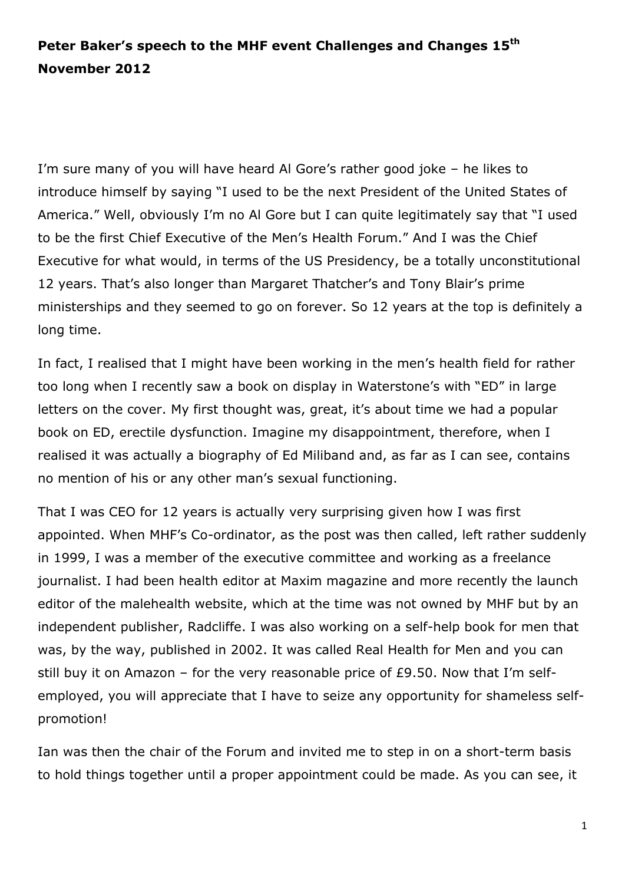**Peter Baker's speech to the MHF event Challenges and Changes 15th November 2012**

I'm sure many of you will have heard Al Gore's rather good joke – he likes to introduce himself by saying "I used to be the next President of the United States of America." Well, obviously I'm no Al Gore but I can quite legitimately say that "I used to be the first Chief Executive of the Men's Health Forum." And I was the Chief Executive for what would, in terms of the US Presidency, be a totally unconstitutional 12 years. That's also longer than Margaret Thatcher's and Tony Blair's prime ministerships and they seemed to go on forever. So 12 years at the top is definitely a long time.

In fact, I realised that I might have been working in the men's health field for rather too long when I recently saw a book on display in Waterstone's with "ED" in large letters on the cover. My first thought was, great, it's about time we had a popular book on ED, erectile dysfunction. Imagine my disappointment, therefore, when I realised it was actually a biography of Ed Miliband and, as far as I can see, contains no mention of his or any other man's sexual functioning.

That I was CEO for 12 years is actually very surprising given how I was first appointed. When MHF's Co-ordinator, as the post was then called, left rather suddenly in 1999, I was a member of the executive committee and working as a freelance journalist. I had been health editor at Maxim magazine and more recently the launch editor of the malehealth website, which at the time was not owned by MHF but by an independent publisher, Radcliffe. I was also working on a self-help book for men that was, by the way, published in 2002. It was called Real Health for Men and you can still buy it on Amazon – for the very reasonable price of £9.50. Now that I'm self-employed, you will appreciate that I have to seize any opportunity for shameless self-promotion!

Ian was then the chair of the Forum and invited me to step in on a short-term basis to hold things together until a proper appointment could be made. As you can see, it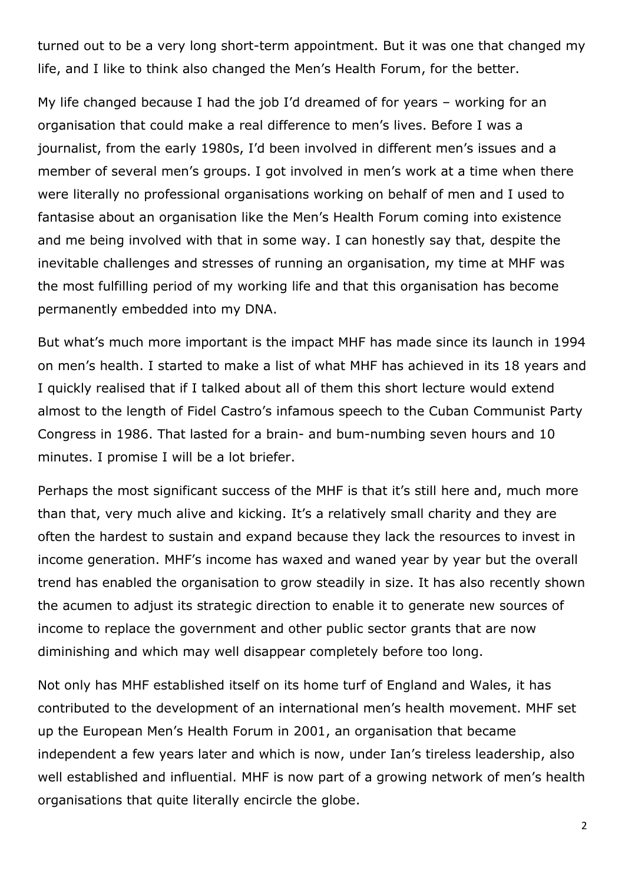turned out to be a very long short-term appointment. But it was one that changed my life, and I like to think also changed the Men's Health Forum, for the better.

My life changed because I had the job I'd dreamed of for years – working for an organisation that could make a real difference to men's lives. Before I was a journalist, from the early 1980s, I'd been involved in different men's issues and a member of several men's groups. I got involved in men's work at a time when there were literally no professional organisations working on behalf of men and I used to fantasise about an organisation like the Men's Health Forum coming into existence and me being involved with that in some way. I can honestly say that, despite the inevitable challenges and stresses of running an organisation, my time at MHF was the most fulfilling period of my working life and that this organisation has become permanently embedded into my DNA.

But what's much more important is the impact MHF has made since its launch in 1994 on men's health. I started to make a list of what MHF has achieved in its 18 years and I quickly realised that if I talked about all of them this short lecture would extend almost to the length of Fidel Castro's infamous speech to the Cuban Communist Party Congress in 1986. That lasted for a brain- and bum-numbing seven hours and 10 minutes. I promise I will be a lot briefer.

Perhaps the most significant success of the MHF is that it's still here and, much more than that, very much alive and kicking. It's a relatively small charity and they are often the hardest to sustain and expand because they lack the resources to invest in income generation. MHF's income has waxed and waned year by year but the overall trend has enabled the organisation to grow steadily in size. It has also recently shown the acumen to adjust its strategic direction to enable it to generate new sources of income to replace the government and other public sector grants that are now diminishing and which may well disappear completely before too long.

Not only has MHF established itself on its home turf of England and Wales, it has contributed to the development of an international men's health movement. MHF set up the European Men's Health Forum in 2001, an organisation that became independent a few years later and which is now, under Ian's tireless leadership, also well established and influential. MHF is now part of a growing network of men's health organisations that quite literally encircle the globe.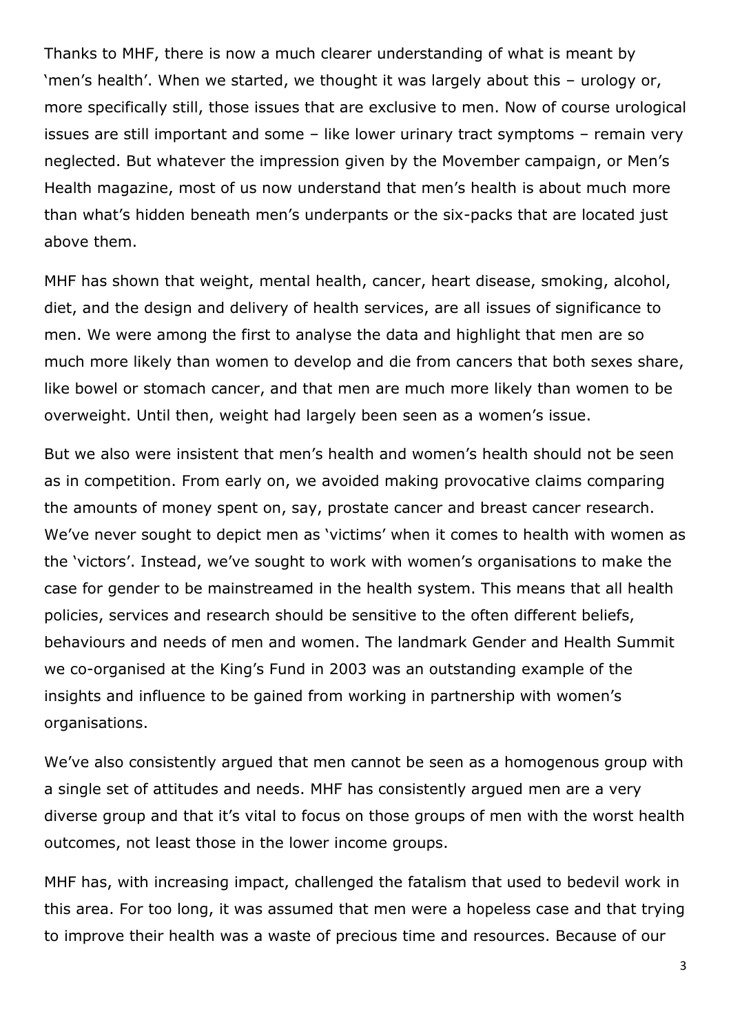Thanks to MHF, there is now a much clearer understanding of what is meant by 'men's health'. When we started, we thought it was largely about this – urology or, more specifically still, those issues that are exclusive to men. Now of course urological issues are still important and some – like lower urinary tract symptoms – remain very neglected. But whatever the impression given by the Movember campaign, or Men's Health magazine, most of us now understand that men's health is about much more than what's hidden beneath men's underpants or the six-packs that are located just above them.

MHF has shown that weight, mental health, cancer, heart disease, smoking, alcohol, diet, and the design and delivery of health services, are all issues of significance to men. We were among the first to analyse the data and highlight that men are so much more likely than women to develop and die from cancers that both sexes share, like bowel or stomach cancer, and that men are much more likely than women to be overweight. Until then, weight had largely been seen as a women's issue.

But we also were insistent that men's health and women's health should not be seen as in competition. From early on, we avoided making provocative claims comparing the amounts of money spent on, say, prostate cancer and breast cancer research. We've never sought to depict men as 'victims' when it comes to health with women as the 'victors'. Instead, we've sought to work with women's organisations to make the case for gender to be mainstreamed in the health system. This means that all health policies, services and research should be sensitive to the often different beliefs, behaviours and needs of men and women. The landmark Gender and Health Summit we co-organised at the King's Fund in 2003 was an outstanding example of the insights and influence to be gained from working in partnership with women's organisations.

We've also consistently argued that men cannot be seen as a homogenous group with a single set of attitudes and needs. MHF has consistently argued men are a very diverse group and that it's vital to focus on those groups of men with the worst health outcomes, not least those in the lower income groups.

MHF has, with increasing impact, challenged the fatalism that used to bedevil work in this area. For too long, it was assumed that men were a hopeless case and that trying to improve their health was a waste of precious time and resources. Because of our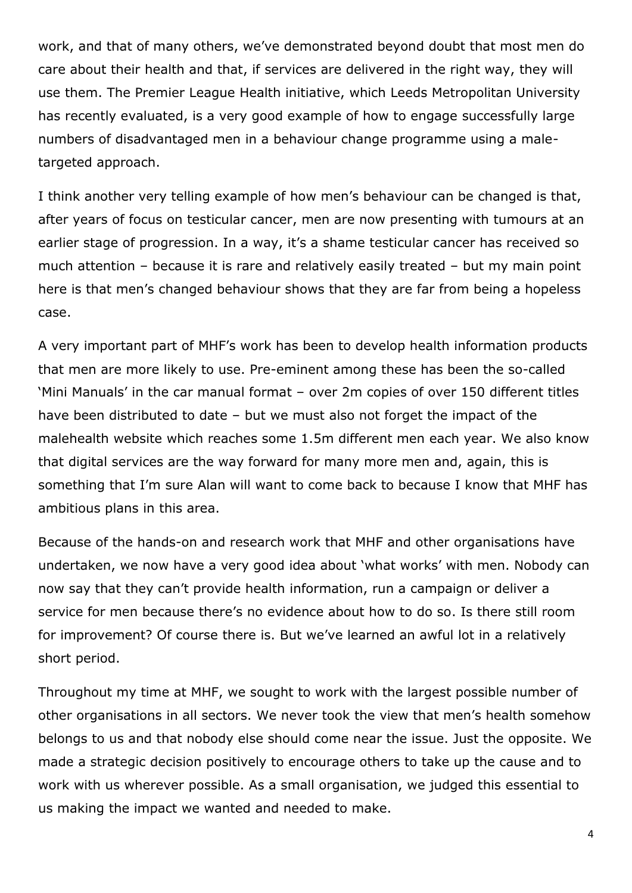work, and that of many others, we've demonstrated beyond doubt that most men do care about their health and that, if services are delivered in the right way, they will use them. The Premier League Health initiative, which Leeds Metropolitan University has recently evaluated, is a very good example of how to engage successfully large numbers of disadvantaged men in a behaviour change programme using a male-targeted approach.

I think another very telling example of how men's behaviour can be changed is that, after years of focus on testicular cancer, men are now presenting with tumours at an earlier stage of progression. In a way, it's a shame testicular cancer has received so much attention – because it is rare and relatively easily treated – but my main point here is that men's changed behaviour shows that they are far from being a hopeless case.

A very important part of MHF's work has been to develop health information products that men are more likely to use. Pre-eminent among these has been the so-called 'Mini Manuals' in the car manual format – over 2m copies of over 150 different titles have been distributed to date – but we must also not forget the impact of the malehealth website which reaches some 1.5m different men each year. We also know that digital services are the way forward for many more men and, again, this is something that I'm sure Alan will want to come back to because I know that MHF has ambitious plans in this area.

Because of the hands-on and research work that MHF and other organisations have undertaken, we now have a very good idea about 'what works' with men. Nobody can now say that they can't provide health information, run a campaign or deliver a service for men because there's no evidence about how to do so. Is there still room for improvement? Of course there is. But we've learned an awful lot in a relatively short period.

Throughout my time at MHF, we sought to work with the largest possible number of other organisations in all sectors. We never took the view that men's health somehow belongs to us and that nobody else should come near the issue. Just the opposite. We made a strategic decision positively to encourage others to take up the cause and to work with us wherever possible. As a small organisation, we judged this essential to us making the impact we wanted and needed to make.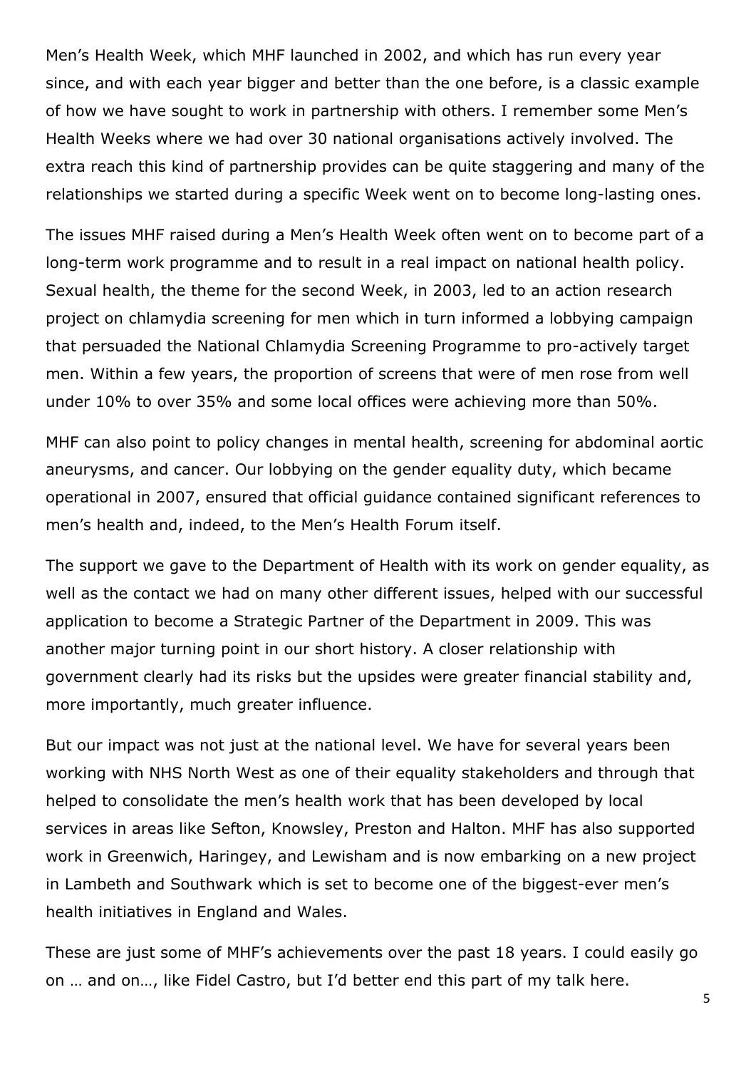Men's Health Week, which MHF launched in 2002, and which has run every year since, and with each year bigger and better than the one before, is a classic example of how we have sought to work in partnership with others. I remember some Men's Health Weeks where we had over 30 national organisations actively involved. The extra reach this kind of partnership provides can be quite staggering and many of the relationships we started during a specific Week went on to become long-lasting ones.

The issues MHF raised during a Men's Health Week often went on to become part of a long-term work programme and to result in a real impact on national health policy. Sexual health, the theme for the second Week, in 2003, led to an action research project on chlamydia screening for men which in turn informed a lobbying campaign that persuaded the National Chlamydia Screening Programme to pro-actively target men. Within a few years, the proportion of screens that were of men rose from well under 10% to over 35% and some local offices were achieving more than 50%.

MHF can also point to policy changes in mental health, screening for abdominal aortic aneurysms, and cancer. Our lobbying on the gender equality duty, which became operational in 2007, ensured that official guidance contained significant references to men's health and, indeed, to the Men's Health Forum itself.

The support we gave to the Department of Health with its work on gender equality, as well as the contact we had on many other different issues, helped with our successful application to become a Strategic Partner of the Department in 2009. This was another major turning point in our short history. A closer relationship with government clearly had its risks but the upsides were greater financial stability and, more importantly, much greater influence.

But our impact was not just at the national level. We have for several years been working with NHS North West as one of their equality stakeholders and through that helped to consolidate the men's health work that has been developed by local services in areas like Sefton, Knowsley, Preston and Halton. MHF has also supported work in Greenwich, Haringey, and Lewisham and is now embarking on a new project in Lambeth and Southwark which is set to become one of the biggest-ever men's health initiatives in England and Wales.

These are just some of MHF's achievements over the past 18 years. I could easily go on … and on…, like Fidel Castro, but I'd better end this part of my talk here.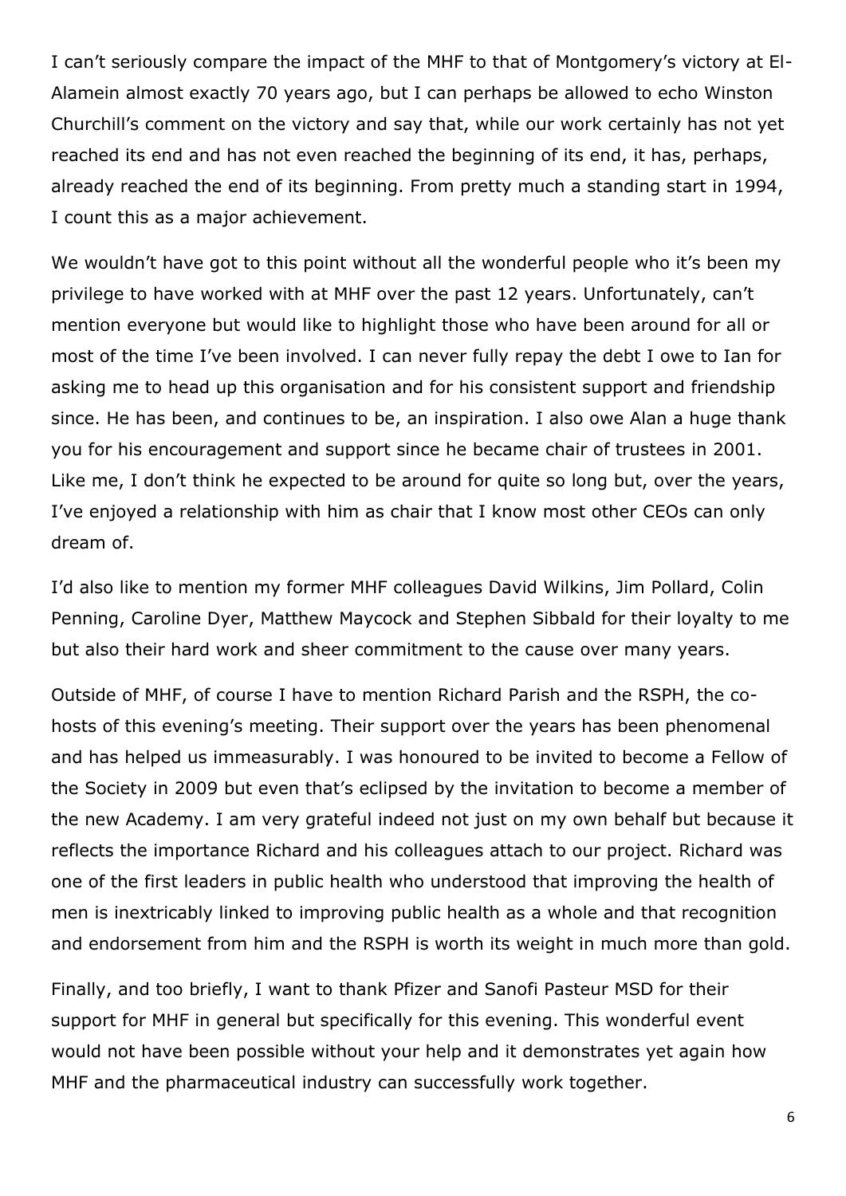I can't seriously compare the impact of the MHF to that of Montgomery's victory at El-Alamein almost exactly 70 years ago, but I can perhaps be allowed to echo Winston Churchill's comment on the victory and say that, while our work certainly has not yet reached its end and has not even reached the beginning of its end, it has, perhaps, already reached the end of its beginning. From pretty much a standing start in 1994, I count this as a major achievement.

We wouldn't have got to this point without all the wonderful people who it's been my privilege to have worked with at MHF over the past 12 years. Unfortunately, can't mention everyone but would like to highlight those who have been around for all or most of the time I've been involved. I can never fully repay the debt I owe to Ian for asking me to head up this organisation and for his consistent support and friendship since. He has been, and continues to be, an inspiration. I also owe Alan a huge thank you for his encouragement and support since he became chair of trustees in 2001. Like me, I don't think he expected to be around for quite so long but, over the years, I've enjoyed a relationship with him as chair that I know most other CEOs can only dream of.

I'd also like to mention my former MHF colleagues David Wilkins, Jim Pollard, Colin Penning, Caroline Dyer, Matthew Maycock and Stephen Sibbald for their loyalty to me but also their hard work and sheer commitment to the cause over many years.

Outside of MHF, of course I have to mention Richard Parish and the RSPH, the co-hosts of this evening's meeting. Their support over the years has been phenomenal and has helped us immeasurably. I was honoured to be invited to become a Fellow of the Society in 2009 but even that's eclipsed by the invitation to become a member of the new Academy. I am very grateful indeed not just on my own behalf but because it reflects the importance Richard and his colleagues attach to our project. Richard was one of the first leaders in public health who understood that improving the health of men is inextricably linked to improving public health as a whole and that recognition and endorsement from him and the RSPH is worth its weight in much more than gold.

Finally, and too briefly, I want to thank Pfizer and Sanofi Pasteur MSD for their support for MHF in general but specifically for this evening. This wonderful event would not have been possible without your help and it demonstrates yet again how MHF and the pharmaceutical industry can successfully work together.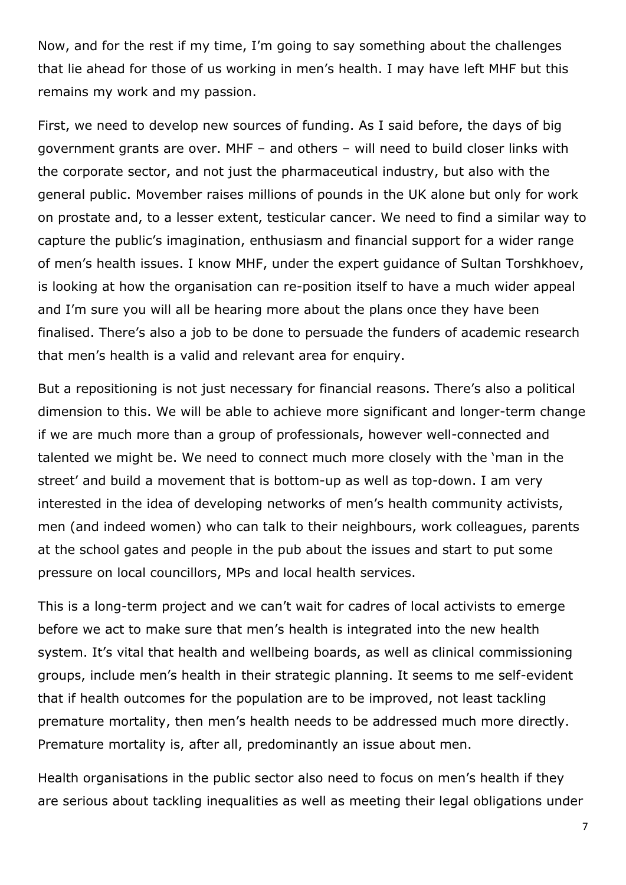Now, and for the rest if my time, I'm going to say something about the challenges that lie ahead for those of us working in men's health. I may have left MHF but this remains my work and my passion.

First, we need to develop new sources of funding. As I said before, the days of big government grants are over. MHF – and others – will need to build closer links with the corporate sector, and not just the pharmaceutical industry, but also with the general public. Movember raises millions of pounds in the UK alone but only for work on prostate and, to a lesser extent, testicular cancer. We need to find a similar way to capture the public's imagination, enthusiasm and financial support for a wider range of men's health issues. I know MHF, under the expert guidance of Sultan Torshkhoev, is looking at how the organisation can re-position itself to have a much wider appeal and I'm sure you will all be hearing more about the plans once they have been finalised. There's also a job to be done to persuade the funders of academic research that men's health is a valid and relevant area for enquiry.

But a repositioning is not just necessary for financial reasons. There's also a political dimension to this. We will be able to achieve more significant and longer-term change if we are much more than a group of professionals, however well-connected and talented we might be. We need to connect much more closely with the 'man in the street' and build a movement that is bottom-up as well as top-down. I am very interested in the idea of developing networks of men's health community activists, men (and indeed women) who can talk to their neighbours, work colleagues, parents at the school gates and people in the pub about the issues and start to put some pressure on local councillors, MPs and local health services.

This is a long-term project and we can't wait for cadres of local activists to emerge before we act to make sure that men's health is integrated into the new health system. It's vital that health and wellbeing boards, as well as clinical commissioning groups, include men's health in their strategic planning. It seems to me self-evident that if health outcomes for the population are to be improved, not least tackling premature mortality, then men's health needs to be addressed much more directly. Premature mortality is, after all, predominantly an issue about men.

Health organisations in the public sector also need to focus on men's health if they are serious about tackling inequalities as well as meeting their legal obligations under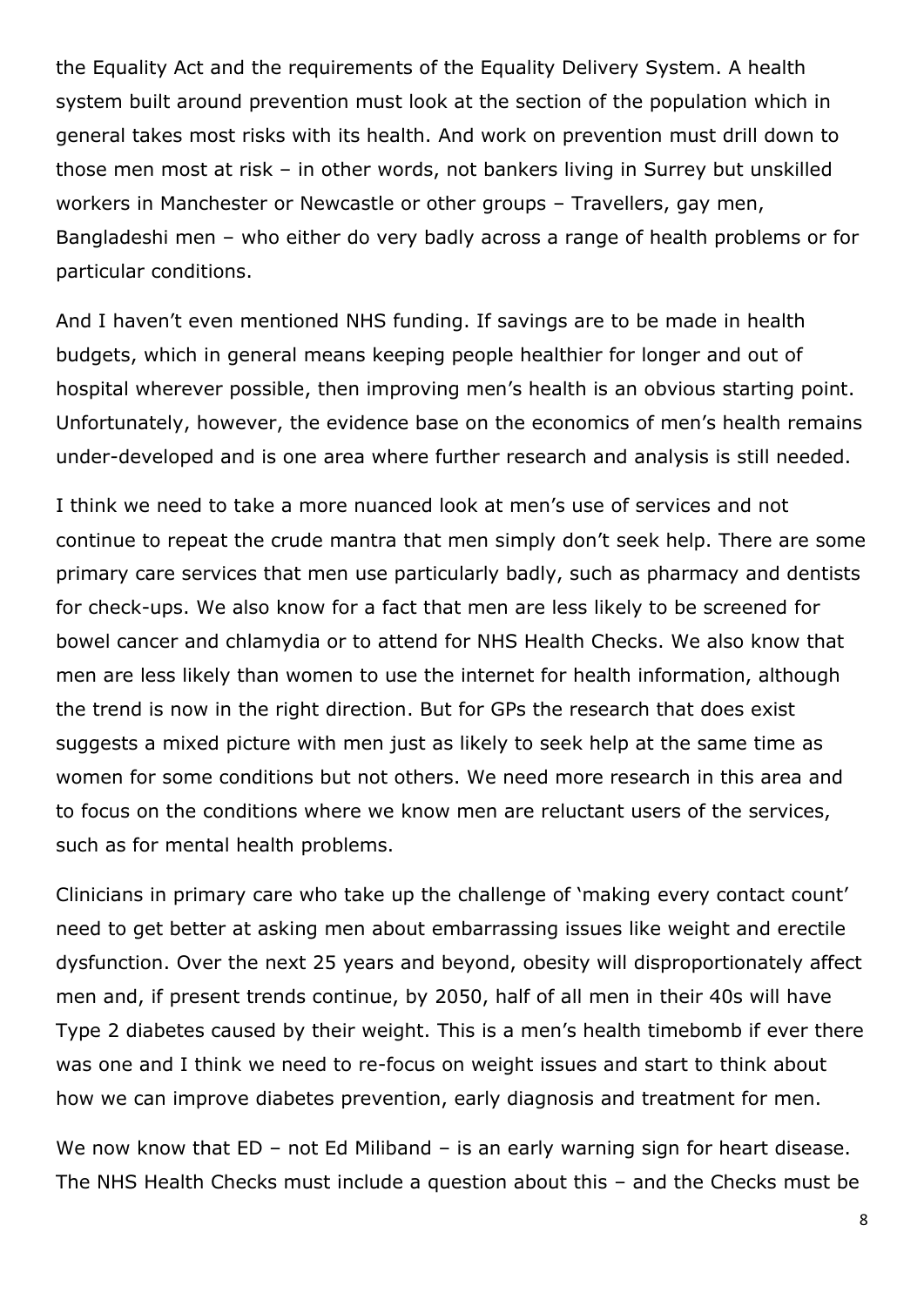the Equality Act and the requirements of the Equality Delivery System. A health system built around prevention must look at the section of the population which in general takes most risks with its health. And work on prevention must drill down to those men most at risk – in other words, not bankers living in Surrey but unskilled workers in Manchester or Newcastle or other groups – Travellers, gay men, Bangladeshi men – who either do very badly across a range of health problems or for particular conditions.

And I haven't even mentioned NHS funding. If savings are to be made in health budgets, which in general means keeping people healthier for longer and out of hospital wherever possible, then improving men's health is an obvious starting point. Unfortunately, however, the evidence base on the economics of men's health remains under-developed and is one area where further research and analysis is still needed.

I think we need to take a more nuanced look at men's use of services and not continue to repeat the crude mantra that men simply don't seek help. There are some primary care services that men use particularly badly, such as pharmacy and dentists for check-ups. We also know for a fact that men are less likely to be screened for bowel cancer and chlamydia or to attend for NHS Health Checks. We also know that men are less likely than women to use the internet for health information, although the trend is now in the right direction. But for GPs the research that does exist suggests a mixed picture with men just as likely to seek help at the same time as women for some conditions but not others. We need more research in this area and to focus on the conditions where we know men are reluctant users of the services, such as for mental health problems.

Clinicians in primary care who take up the challenge of 'making every contact count' need to get better at asking men about embarrassing issues like weight and erectile dysfunction. Over the next 25 years and beyond, obesity will disproportionately affect men and, if present trends continue, by 2050, half of all men in their 40s will have Type 2 diabetes caused by their weight. This is a men's health timebomb if ever there was one and I think we need to re-focus on weight issues and start to think about how we can improve diabetes prevention, early diagnosis and treatment for men.

We now know that ED – not Ed Miliband – is an early warning sign for heart disease. The NHS Health Checks must include a question about this – and the Checks must be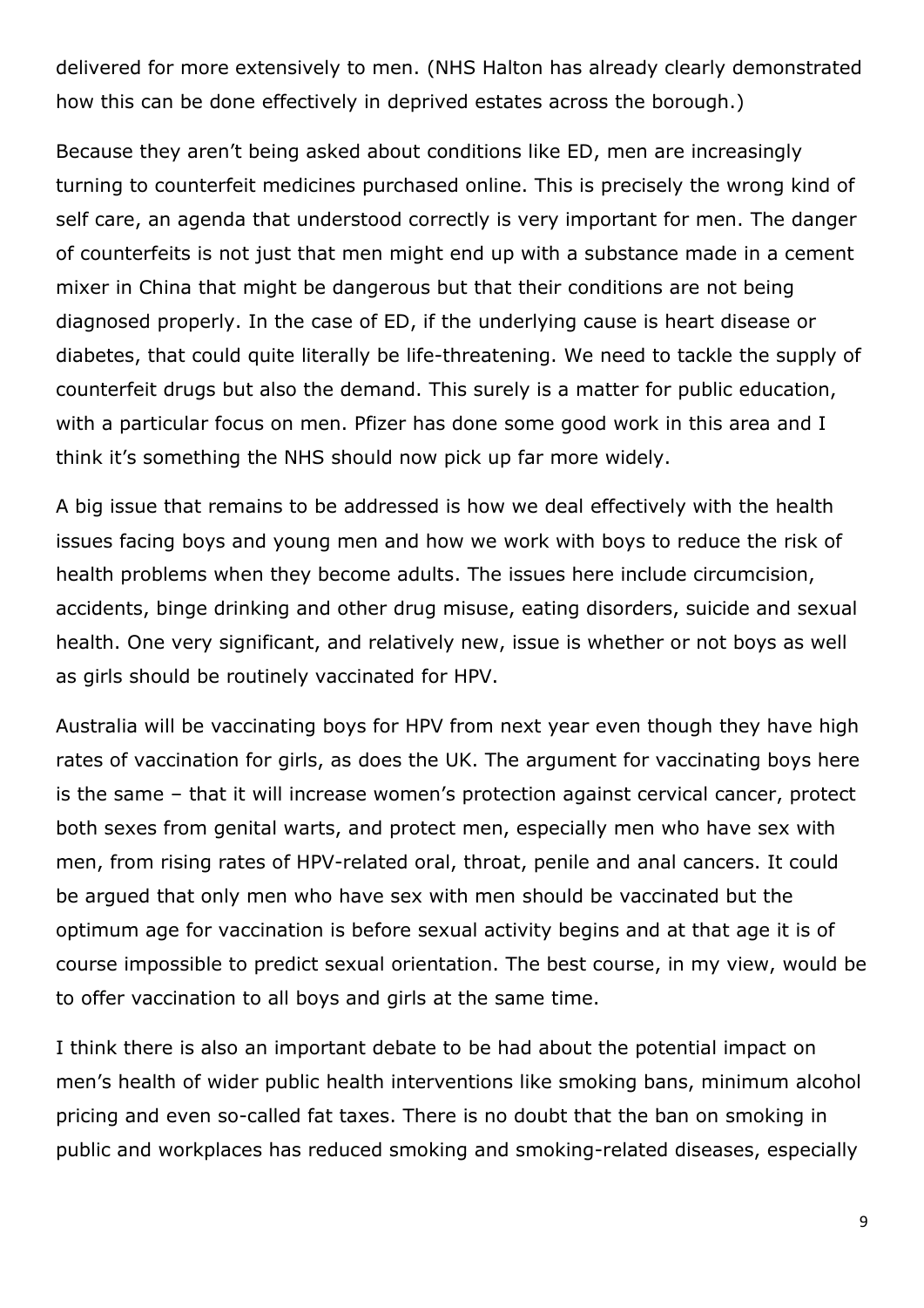delivered for more extensively to men. (NHS Halton has already clearly demonstrated how this can be done effectively in deprived estates across the borough.)

Because they aren't being asked about conditions like ED, men are increasingly turning to counterfeit medicines purchased online. This is precisely the wrong kind of self care, an agenda that understood correctly is very important for men. The danger of counterfeits is not just that men might end up with a substance made in a cement mixer in China that might be dangerous but that their conditions are not being diagnosed properly. In the case of ED, if the underlying cause is heart disease or diabetes, that could quite literally be life-threatening. We need to tackle the supply of counterfeit drugs but also the demand. This surely is a matter for public education, with a particular focus on men. Pfizer has done some good work in this area and I think it's something the NHS should now pick up far more widely.

A big issue that remains to be addressed is how we deal effectively with the health issues facing boys and young men and how we work with boys to reduce the risk of health problems when they become adults. The issues here include circumcision, accidents, binge drinking and other drug misuse, eating disorders, suicide and sexual health. One very significant, and relatively new, issue is whether or not boys as well as girls should be routinely vaccinated for HPV.

Australia will be vaccinating boys for HPV from next year even though they have high rates of vaccination for girls, as does the UK. The argument for vaccinating boys here is the same – that it will increase women's protection against cervical cancer, protect both sexes from genital warts, and protect men, especially men who have sex with men, from rising rates of HPV-related oral, throat, penile and anal cancers. It could be argued that only men who have sex with men should be vaccinated but the optimum age for vaccination is before sexual activity begins and at that age it is of course impossible to predict sexual orientation. The best course, in my view, would be to offer vaccination to all boys and girls at the same time.

I think there is also an important debate to be had about the potential impact on men's health of wider public health interventions like smoking bans, minimum alcohol pricing and even so-called fat taxes. There is no doubt that the ban on smoking in public and workplaces has reduced smoking and smoking-related diseases, especially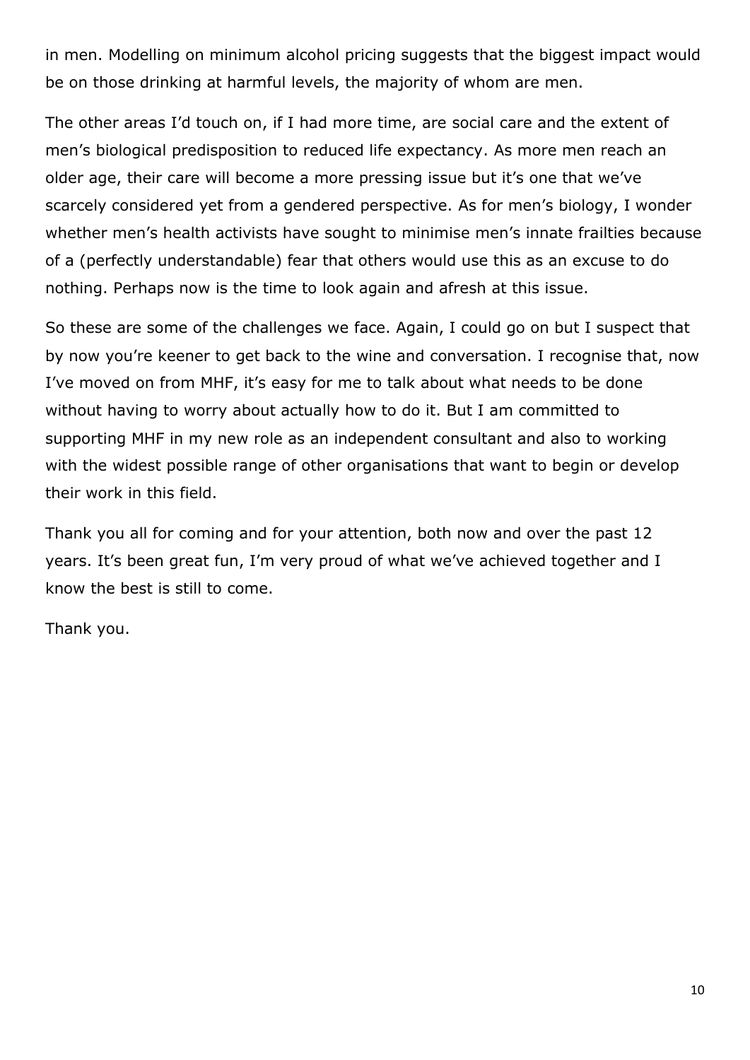in men. Modelling on minimum alcohol pricing suggests that the biggest impact would be on those drinking at harmful levels, the majority of whom are men.

The other areas I'd touch on, if I had more time, are social care and the extent of men's biological predisposition to reduced life expectancy. As more men reach an older age, their care will become a more pressing issue but it's one that we've scarcely considered yet from a gendered perspective. As for men's biology, I wonder whether men's health activists have sought to minimise men's innate frailties because of a (perfectly understandable) fear that others would use this as an excuse to do nothing. Perhaps now is the time to look again and afresh at this issue.

So these are some of the challenges we face. Again, I could go on but I suspect that by now you're keener to get back to the wine and conversation. I recognise that, now I've moved on from MHF, it's easy for me to talk about what needs to be done without having to worry about actually how to do it. But I am committed to supporting MHF in my new role as an independent consultant and also to working with the widest possible range of other organisations that want to begin or develop their work in this field.

Thank you all for coming and for your attention, both now and over the past 12 years. It's been great fun, I'm very proud of what we've achieved together and I know the best is still to come.

Thank you.